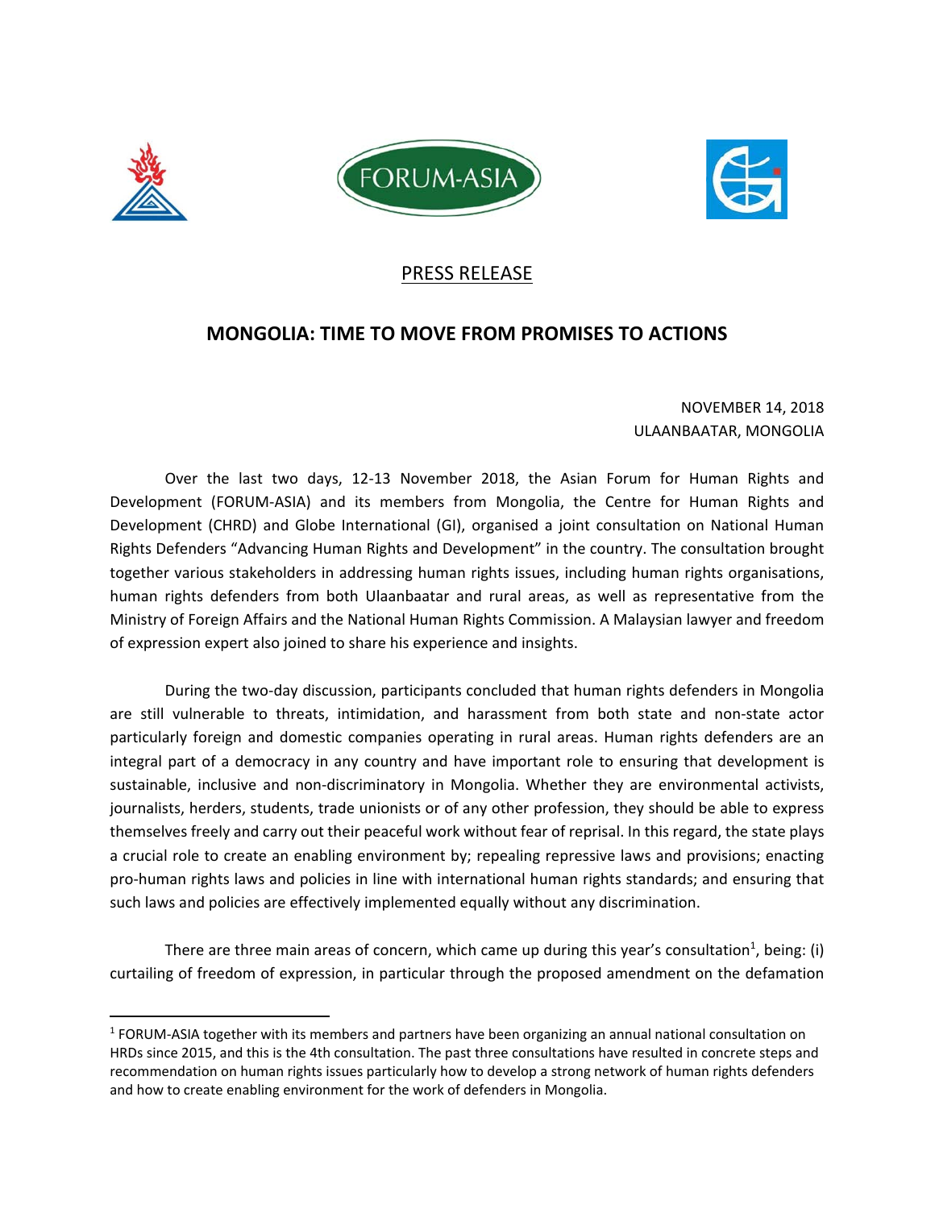FORUM-ASIA

PRESS RELEASE

# MONGOLIA: TIME TO MOVE FROM PROMISES TO ACTIONS

NOVEMBER 14, 2018
ULAANBAATAR, MONGOLIA

Over the last two days, 12-13 November 2018, the Asian Forum for Human Rights and Development (FORUM-ASIA) and its members from Mongolia, the Centre for Human Rights and Development (CHRD) and Globe International (GI), organised a joint consultation on National Human Rights Defenders "Advancing Human Rights and Development" in the country. The consultation brought together various stakeholders in addressing human rights issues, including human rights organisations, human rights defenders from both Ulaanbaatar and rural areas, as well as representative from the Ministry of Foreign Affairs and the National Human Rights Commission. A Malaysian lawyer and freedom of expression expert also joined to share his experience and insights.

During the two-day discussion, participants concluded that human rights defenders in Mongolia are still vulnerable to threats, intimidation, and harassment from both state and non-state actor particularly foreign and domestic companies operating in rural areas. Human rights defenders are an integral part of a democracy in any country and have important role to ensuring that development is sustainable, inclusive and non-discriminatory in Mongolia. Whether they are environmental activists, journalists, herders, students, trade unionists or of any other profession, they should be able to express themselves freely and carry out their peaceful work without fear of reprisal. In this regard, the state plays a crucial role to create an enabling environment by; repealing repressive laws and provisions; enacting pro-human rights laws and policies in line with international human rights standards; and ensuring that such laws and policies are effectively implemented equally without any discrimination.

There are three main areas of concern, which came up during this year's consultation[1], being: (i) curtailing of freedom of expression, in particular through the proposed amendment on the defamation

[1] FORUM-ASIA together with its members and partners have been organizing an annual national consultation on HRDs since 2015, and this is the 4th consultation. The past three consultations have resulted in concrete steps and recommendation on human rights issues particularly how to develop a strong network of human rights defenders and how to create enabling environment for the work of defenders in Mongolia.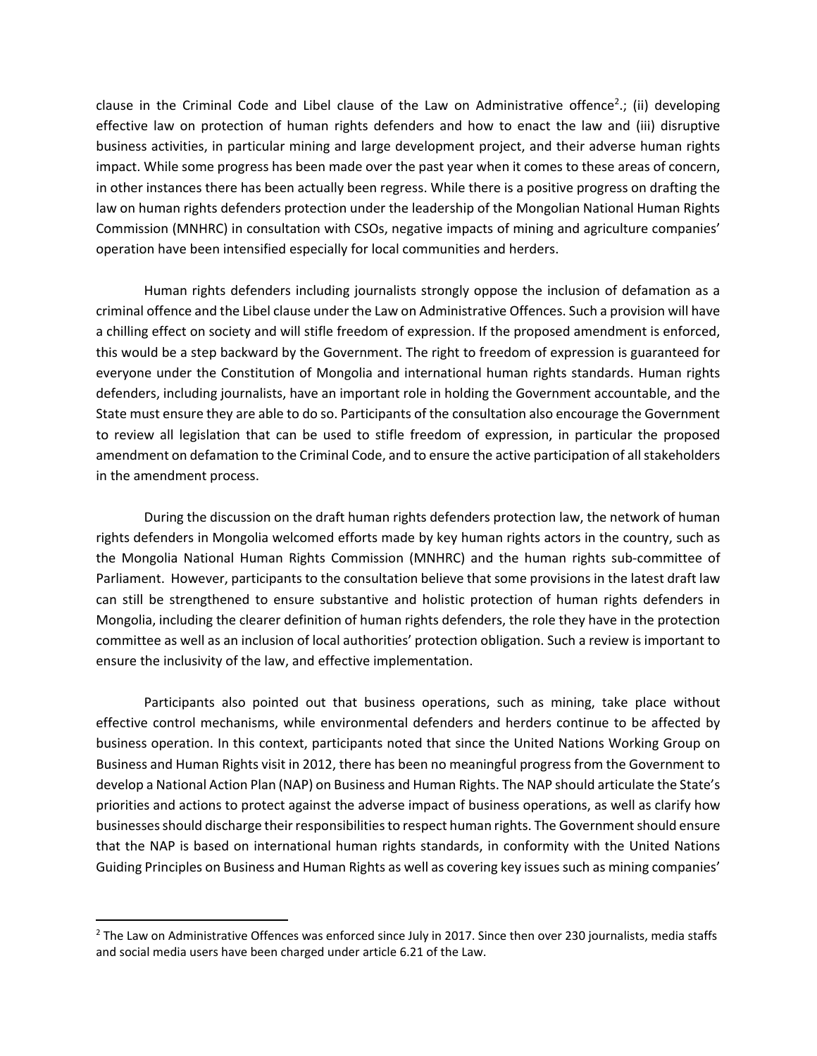clause in the Criminal Code and Libel clause of the Law on Administrative offence[2].; (ii) developing effective law on protection of human rights defenders and how to enact the law and (iii) disruptive business activities, in particular mining and large development project, and their adverse human rights impact. While some progress has been made over the past year when it comes to these areas of concern, in other instances there has been actually been regress. While there is a positive progress on drafting the law on human rights defenders protection under the leadership of the Mongolian National Human Rights Commission (MNHRC) in consultation with CSOs, negative impacts of mining and agriculture companies' operation have been intensified especially for local communities and herders.

Human rights defenders including journalists strongly oppose the inclusion of defamation as a criminal offence and the Libel clause under the Law on Administrative Offences. Such a provision will have a chilling effect on society and will stifle freedom of expression. If the proposed amendment is enforced, this would be a step backward by the Government. The right to freedom of expression is guaranteed for everyone under the Constitution of Mongolia and international human rights standards. Human rights defenders, including journalists, have an important role in holding the Government accountable, and the State must ensure they are able to do so. Participants of the consultation also encourage the Government to review all legislation that can be used to stifle freedom of expression, in particular the proposed amendment on defamation to the Criminal Code, and to ensure the active participation of all stakeholders in the amendment process.

During the discussion on the draft human rights defenders protection law, the network of human rights defenders in Mongolia welcomed efforts made by key human rights actors in the country, such as the Mongolia National Human Rights Commission (MNHRC) and the human rights sub-committee of Parliament. However, participants to the consultation believe that some provisions in the latest draft law can still be strengthened to ensure substantive and holistic protection of human rights defenders in Mongolia, including the clearer definition of human rights defenders, the role they have in the protection committee as well as an inclusion of local authorities' protection obligation. Such a review is important to ensure the inclusivity of the law, and effective implementation.

Participants also pointed out that business operations, such as mining, take place without effective control mechanisms, while environmental defenders and herders continue to be affected by business operation. In this context, participants noted that since the United Nations Working Group on Business and Human Rights visit in 2012, there has been no meaningful progress from the Government to develop a National Action Plan (NAP) on Business and Human Rights. The NAP should articulate the State's priorities and actions to protect against the adverse impact of business operations, as well as clarify how businesses should discharge their responsibilities to respect human rights. The Government should ensure that the NAP is based on international human rights standards, in conformity with the United Nations Guiding Principles on Business and Human Rights as well as covering key issues such as mining companies'

---

[2] The Law on Administrative Offences was enforced since July in 2017. Since then over 230 journalists, media staffs and social media users have been charged under article 6.21 of the Law.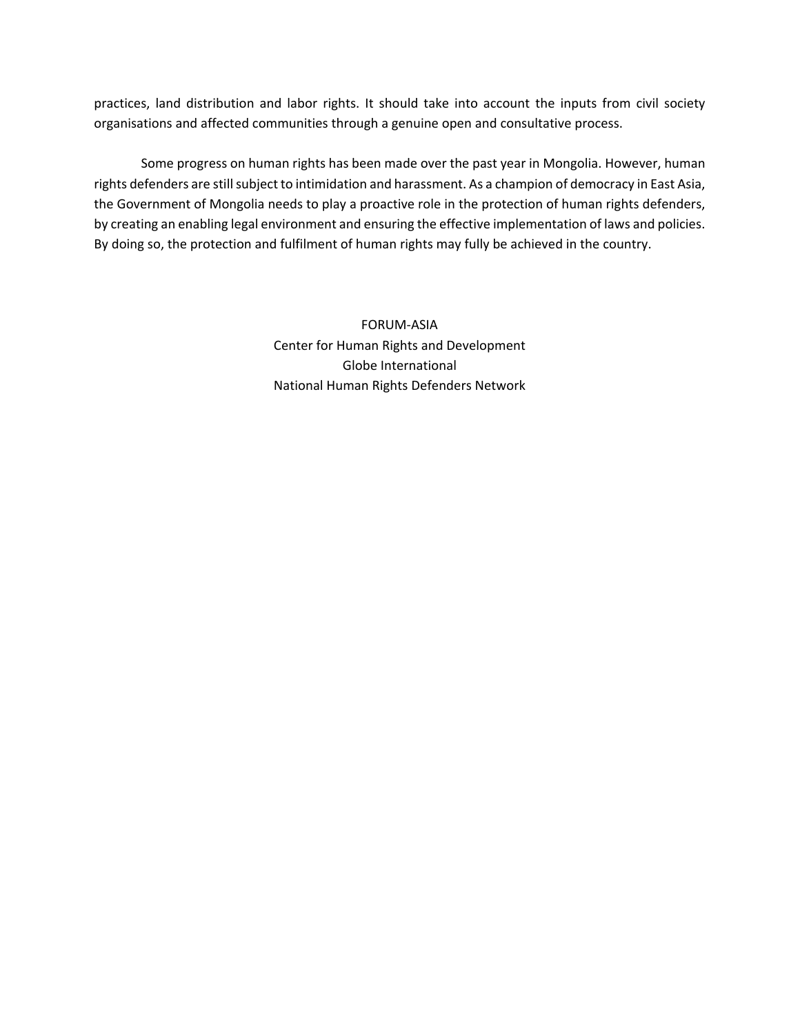practices, land distribution and labor rights. It should take into account the inputs from civil society organisations and affected communities through a genuine open and consultative process.

Some progress on human rights has been made over the past year in Mongolia. However, human rights defenders are still subject to intimidation and harassment. As a champion of democracy in East Asia, the Government of Mongolia needs to play a proactive role in the protection of human rights defenders, by creating an enabling legal environment and ensuring the effective implementation of laws and policies. By doing so, the protection and fulfilment of human rights may fully be achieved in the country.

FORUM-ASIA
Center for Human Rights and Development
Globe International
National Human Rights Defenders Network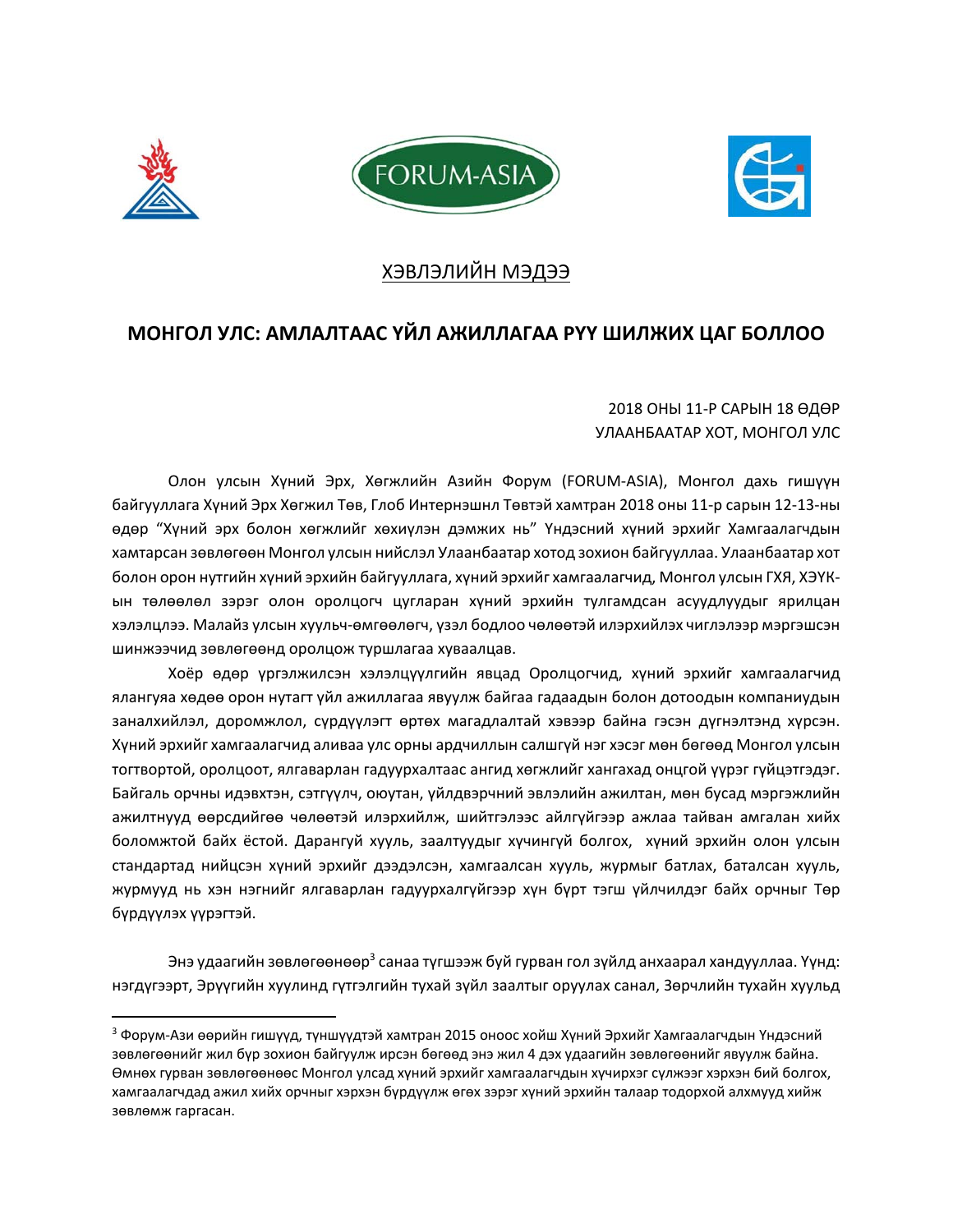ХЭВЛЭЛИЙН МЭДЭЭ

## МОНГОЛ УЛС: АМЛАЛТААС ҮЙЛ АЖИЛЛАГАА РУУ ШИЛЖИХ ЦАГ БОЛЛОО

2018 ОНЫ 11-Р САРЫН 18 ӨДӨР
УЛААНБААТАР ХОТ, МОНГОЛ УЛС

Олон улсын Хүний Эрх, Хөгжлийн Азийн Форум (FORUM-ASIA), Монгол дахь гишүүн байгууллага Хүний Эрх Хөгжил Төв, Глоб Интернэшнл Төвтэй хамтран 2018 оны 11-р сарын 12-13-ны өдөр "Хүний эрх болон хөгжлийг хөхиүлэн дэмжих нь" Үндэсний хүний эрхийг Хамгаалагчдын хамтарсан зөвлөгөөн Монгол улсын нийслэл Улаанбаатар хотод зохион байгууллаа. Улаанбаатар хот болон орон нутгийн хүний эрхийн байгууллага, хүний эрхийг хамгаалагчид, Монгол улсын ГХЯ, ХЭҮК-ын төлөөлөл зэрэг олон оролцогч цугларан хүний эрхийн тулгамдсан асуудлуудыг ярилцан хэлэлцлээ. Малайз улсын хуульч-өмгөөлөгч, үзэл бодлоо чөлөөтэй илэрхийлэх чиглэлээр мэргэшсэн шинжээчид зөвлөгөөнд оролцож туршлагаа хуваалцав.

Хоёр өдөр үргэлжилсэн хэлэлцүүлгийн явцад Оролцогчид, хүний эрхийг хамгаалагчид ялангуяа хөдөө орон нутагт үйл ажиллагаа явуулж байгаа гадаадын болон дотоодын компаниудын заналхийлэл, доромжлол, сүрдүүлэгт өртөх магадлалтай хэвээр байна гэсэн дүгнэлтэнд хүрсэн. Хүний эрхийг хамгаалагчид аливаа улс орны ардчиллын салшгүй нэг хэсэг мөн бөгөөд Монгол улсын тогтвортой, оролцоот, ялгаварлан гадуурхалтаас ангид хөгжлийг хангахад онцгой үүрэг гүйцэтгэдэг. Байгаль орчны идэвхтэн, сэтгүүлч, оюутан, үйлдвэрчний эвлэлийн ажилтан, мөн бусад мэргэжлийн ажилтнууд өөрсдийгөө чөлөөтэй илэрхийлж, шийтгэлээс айлгүйгээр ажлаа тайван амгалан хийх боломжтой байх ёстой. Дарангуй хууль, заалтуудыг хүчингүй болгох, хүний эрхийн олон улсын стандартад нийцсэн хүний эрхийг дээдэлсэн, хамгаалсан хууль, журмыг батлах, баталсан хууль, журмууд нь хэн нэгнийг ялгаварлан гадуурхалгүйгээр хүн бүрт тэгш үйлчилдэг байх орчныг Төр бүрдүүлэх үүрэгтэй.

Энэ удаагийн зөвлөгөөнөөр[3] санаа түгшээж буй гурван гол зүйлд анхаарал хандууллаа. Үүнд: нэгдүгээрт, Эрүүгийн хуулинд гүтгэлгийн тухай зүйл заалтыг оруулах санал, Зөрчлийн тухайн хуульд

---

[3] Форум-Ази өөрийн гишүүд, түншүүдтэй хамтран 2015 оноос хойш Хүний Эрхийг Хамгаалагчдын Үндэсний зөвлөгөөнийг жил бүр зохион байгуулж ирсэн бөгөөд энэ жил 4 дэх удаагийн зөвлөгөөнийг явуулж байна. Өмнөх гурван зөвлөгөөнөөс Монгол улсад хүний эрхийг хамгаалагчдын хүчирхэг сүлжээг хэрхэн бий болгох, хамгаалагчдад ажил хийх орчныг хэрхэн бүрдүүлж өгөх зэрэг хүний эрхийн талаар тодорхой алхмууд хийж зөвлөмж гаргасан.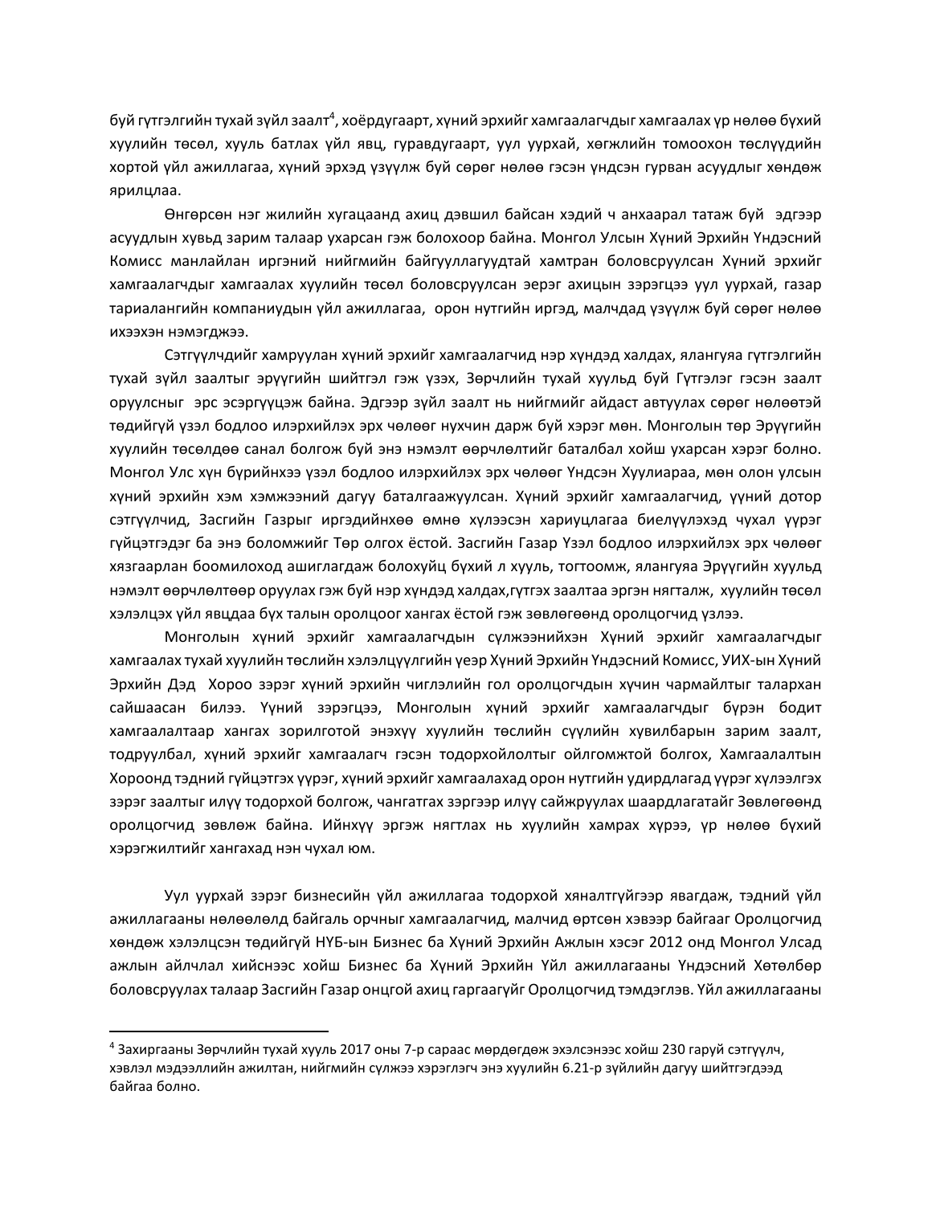буй гүтгэлгийн тухай зүйл заалт[4], хоёрдугаарт, хүний эрхийг хамгаалагчдыг хамгаалах үр нөлөө бүхий хуулийн төсөл, хууль батлах үйл явц, гуравдугаарт, уул уурхай, хөгжлийн томоохон төслүүдийн хортой үйл ажиллагаа, хүний эрхэд үзүүлж буй сөрөг нөлөө гэсэн үндсэн гурван асуудлыг хөндөж ярилцлаа.

Өнгөрсөн нэг жилийн хугацаанд ахиц дэвшил байсан хэдий ч анхаарал татаж буй эдгээр асуудлын хувьд зарим талаар ухарсан гэж болохоор байна. Монгол Улсын Хүний Эрхийн Үндэсний Комисс манлайлан иргэний нийгмийн байгууллагуудтай хамтран боловсруулсан Хүний эрхийг хамгаалагчдыг хамгаалах хуулийн төсөл боловсруулсан эерэг ахицын зэрэгцээ уул уурхай, газар тариалангийн компаниудын үйл ажиллагаа, орон нутгийн иргэд, малчдад үзүүлж буй сөрөг нөлөө ихээхэн нэмэгджээ.

Сэтгүүлчдийг хамруулан хүний эрхийг хамгаалагчид нэр хүндэд халдах, ялангуяа гүтгэлгийн тухай зүйл заалтыг эрүүгийн шийтгэл гэж үзэх, Зөрчлийн тухай хуульд буй Гүтгэлэг гэсэн заалт оруулсныг эрс эсэргүүцэж байна. Эдгээр зүйл заалт нь нийгмийг айдаст автуулах сөрөг нөлөөтэй төдийгүй үзэл бодлоо илэрхийлэх эрх чөлөөг нухчин дарж буй хэрэг мөн. Монголын төр Эрүүгийн хуулийн төсөлдөө санал болгож буй энэ нэмэлт өөрчлөлтийг баталбал хойш ухарсан хэрэг болно. Монгол Улс хүн бүрийнхээ үзэл бодлоо илэрхийлэх эрх чөлөөг Үндсэн Хуулиараа, мөн олон улсын хүний эрхийн хэм хэмжээний дагуу баталгаажуулсан. Хүний эрхийг хамгаалагчид, үүний дотор сэтгүүлчид, Засгийн Газрыг иргэдийнхээ өмнө хүлээсэн хариуцлагаа биелүүлэхэд чухал үүрэг гүйцэтгэдэг ба энэ боломжийг Төр олгох ёстой. Засгийн Газар Үзэл бодлоо илэрхийлэх эрх чөлөөг хязгаарлан боомилоход ашиглагдаж болохуйц бүхий л хууль, тогтоомж, ялангуяа Эрүүгийн хуульд нэмэлт өөрчлөлтөөр оруулах гэж буй нэр хүндэд халдах,гүтгэх заалтаа эргэн нягталж, хуулийн төсөл хэлэлцэх үйл явцдаа бүх талын оролцоог хангах ёстой гэж зөвлөгөөнд оролцогчид үзлээ.

Монголын хүний эрхийг хамгаалагчдын сүлжээнийхэн Хүний эрхийг хамгаалагчдыг хамгаалах тухай хуулийн төслийн хэлэлцүүлгийн үеэр Хүний Эрхийн Үндэсний Комисс, УИХ-ын Хүний Эрхийн Дэд Хороо зэрэг хүний эрхийн чиглэлийн гол оролцогчдын хүчин чармайлтыг талархан сайшаасан билээ. Үүний зэрэгцээ, Монголын хүний эрхийг хамгаалагчдыг бүрэн бодит хамгаалалтаар хангах зорилготой энэхүү хуулийн төслийн сүүлийн хувилбарын зарим заалт, тодруулбал, хүний эрхийг хамгаалагч гэсэн тодорхойлолтыг ойлгомжтой болгох, Хамгаалалтын Хороонд тэдний гүйцэтгэх үүрэг, хүний эрхийг хамгаалахад орон нутгийн удирдлагад үүрэг хүлээлгэх зэрэг заалтыг илүү тодорхой болгож, чангатгах зэргээр илүү сайжруулах шаардлагатайг Зөвлөгөөнд оролцогчид зөвлөж байна. Ийнхүү эргэж нягтлах нь хуулийн хамрах хүрээ, үр нөлөө бүхий хэрэгжилтийг хангахад нэн чухал юм.

Уул уурхай зэрэг бизнесийн үйл ажиллагаа тодорхой хяналтгүйгээр явагдаж, тэдний үйл ажиллагааны нөлөөлөлд байгаль орчныг хамгаалагчид, малчид өртсөн хэвээр байгааг Оролцогчид хөндөж хэлэлцсэн төдийгүй НҮБ-ын Бизнес ба Хүний Эрхийн Ажлын хэсэг 2012 онд Монгол Улсад ажлын айлчлал хийснээс хойш Бизнес ба Хүний Эрхийн Үйл ажиллагааны Үндэсний Хөтөлбөр боловсруулах талаар Засгийн Газар онцгой ахиц гаргаагүйг Оролцогчид тэмдэглэв. Үйл ажиллагааны

[4] Захиргааны Зөрчлийн тухай хууль 2017 оны 7-р сараас мөрдөгдөж эхэлсэнээс хойш 230 гаруй сэтгүүлч, хэвлэл мэдээллийн ажилтан, нийгмийн сүлжээ хэрэглэгч энэ хуулийн 6.21-р зүйлийн дагуу шийтгэгдээд байгаа болно.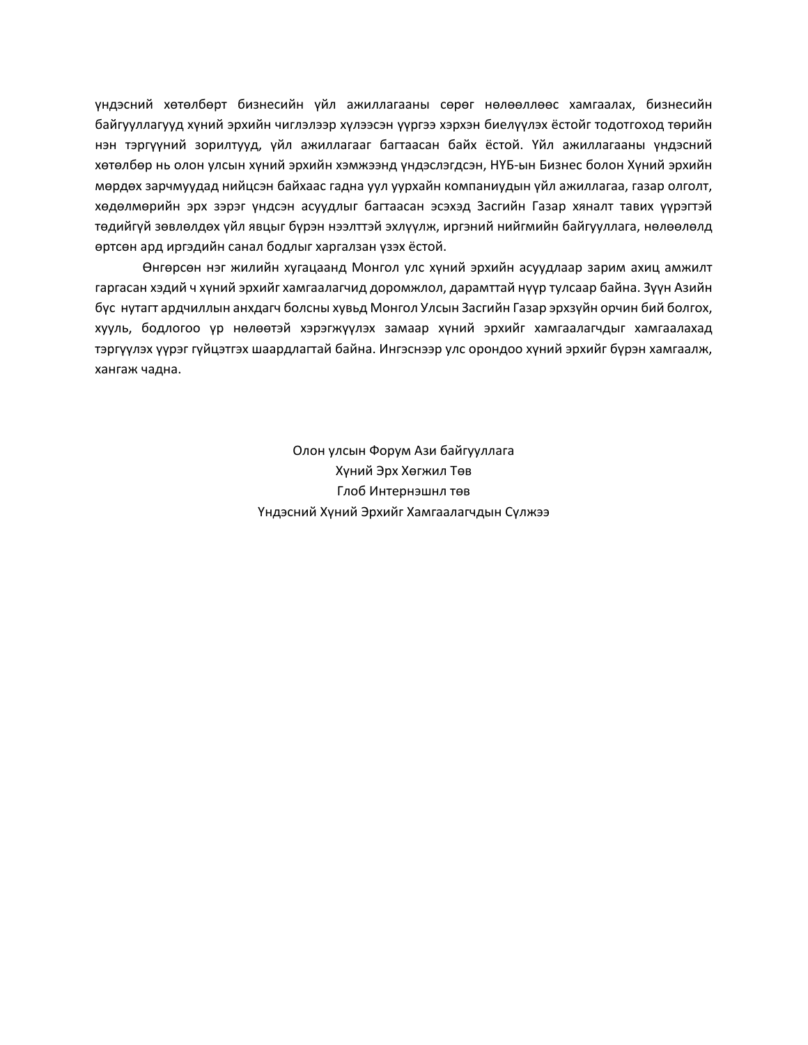үндэсний хөтөлбөрт бизнесийн үйл ажиллагааны сөрөг нөлөөллөөс хамгаалах, бизнесийн байгууллагууд хүний эрхийн чиглэлээр хүлээсэн үүргээ хэрхэн биелүүлэх ёстойг тодотгоход төрийн нэн тэргүүний зорилтууд, үйл ажиллагааг багтаасан байх ёстой. Үйл ажиллагааны үндэсний хөтөлбөр нь олон улсын хүний эрхийн хэмжээнд үндэслэгдсэн, НҮБ-ын Бизнес болон Хүний эрхийн мөрдөх зарчмуудад нийцсэн байхаас гадна уул уурхайн компаниудын үйл ажиллагаа, газар олголт, хөдөлмөрийн эрх зэрэг үндсэн асуудлыг багтаасан эсэхэд Засгийн Газар хяналт тавих үүрэгтэй төдийгүй зөвлөлдөх үйл явцыг бүрэн нээлттэй эхлүүлж, иргэний нийгмийн байгууллага, нөлөөлөлд өртсөн ард иргэдийн санал бодлыг харгалзан үзэх ёстой.

Өнгөрсөн нэг жилийн хугацаанд Монгол улс хүний эрхийн асуудлаар зарим ахиц амжилт гаргасан хэдий ч хүний эрхийг хамгаалагчид доромжлол, дарамттай нүүр тулсаар байна. Зүүн Азийн бүс нутагт ардчиллын анхдагч болсны хувьд Монгол Улсын Засгийн Газар эрхзүйн орчин бий болгох, хууль, бодлогоо үр нөлөөтэй хэрэгжүүлэх замаар хүний эрхийг хамгаалагчдыг хамгаалахад тэргүүлэх үүрэг гүйцэтгэх шаардлагтай байна. Ингэснээр улс орондоо хүний эрхийг бүрэн хамгаалж, хангаж чадна.

Олон улсын Форум Ази байгууллага
Хүний Эрх Хөгжил Төв
Глоб Интернэшнл төв
Үндэсний Хүний Эрхийг Хамгаалагчдын Сүлжээ